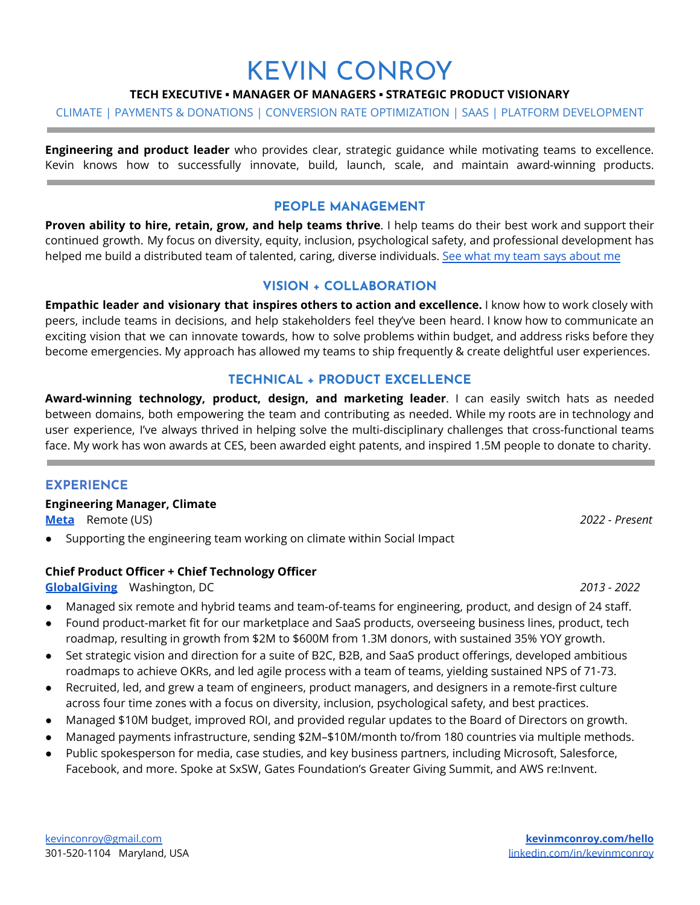# KEVIN CONROY

**TECH EXECUTIVE ▪ MANAGER OF MANAGERS ▪ STRATEGIC PRODUCT VISIONARY**

CLIMATE | PAYMENTS & DONATIONS | CONVERSION RATE OPTIMIZATION | SAAS | PLATFORM DEVELOPMENT

---

**Engineering and product leader** who provides clear, strategic guidance while motivating teams to excellence. Kevin knows how to successfully innovate, build, launch, scale, and maintain award-winning products.

---

## PEOPLE MANAGEMENT

**Proven ability to hire, retain, grow, and help teams thrive**. I help teams do their best work and support their continued growth. My focus on diversity, equity, inclusion, psychological safety, and professional development has helped me build a distributed team of talented, caring, diverse individuals. See what my team says about me

## VISION + COLLABORATION

**Empathic leader and visionary that inspires others to action and excellence.** I know how to work closely with peers, include teams in decisions, and help stakeholders feel they've been heard. I know how to communicate an exciting vision that we can innovate towards, how to solve problems within budget, and address risks before they become emergencies. My approach has allowed my teams to ship frequently & create delightful user experiences.

## TECHNICAL + PRODUCT EXCELLENCE

**Award-winning technology, product, design, and marketing leader**. I can easily switch hats as needed between domains, both empowering the team and contributing as needed. While my roots are in technology and user experience, I've always thrived in helping solve the multi-disciplinary challenges that cross-functional teams face. My work has won awards at CES, been awarded eight patents, and inspired 1.5M people to donate to charity.

---

## EXPERIENCE

### Engineering Manager, Climate

**Meta** Remote (US) *2022 - Present*

- Supporting the engineering team working on climate within Social Impact

### Chief Product Officer + Chief Technology Officer

**GlobalGiving** Washington, DC *2013 - 2022*

- Managed six remote and hybrid teams and team-of-teams for engineering, product, and design of 24 staff.
- Found product-market fit for our marketplace and SaaS products, overseeing business lines, product, tech roadmap, resulting in growth from $2M to $600M from 1.3M donors, with sustained 35% YOY growth.
- Set strategic vision and direction for a suite of B2C, B2B, and SaaS product offerings, developed ambitious roadmaps to achieve OKRs, and led agile process with a team of teams, yielding sustained NPS of 71-73.
- Recruited, led, and grew a team of engineers, product managers, and designers in a remote-first culture across four time zones with a focus on diversity, inclusion, psychological safety, and best practices.
- Managed $10M budget, improved ROI, and provided regular updates to the Board of Directors on growth.
- Managed payments infrastructure, sending $2M–$10M/month to/from 180 countries via multiple methods.
- Public spokesperson for media, case studies, and key business partners, including Microsoft, Salesforce, Facebook, and more. Spoke at SxSW, Gates Foundation's Greater Giving Summit, and AWS re:Invent.

kevinconroy@gmail.com
301-520-1104 Maryland, USA

**kevinmconroy.com/hello**
linkedin.com/in/kevinmconroy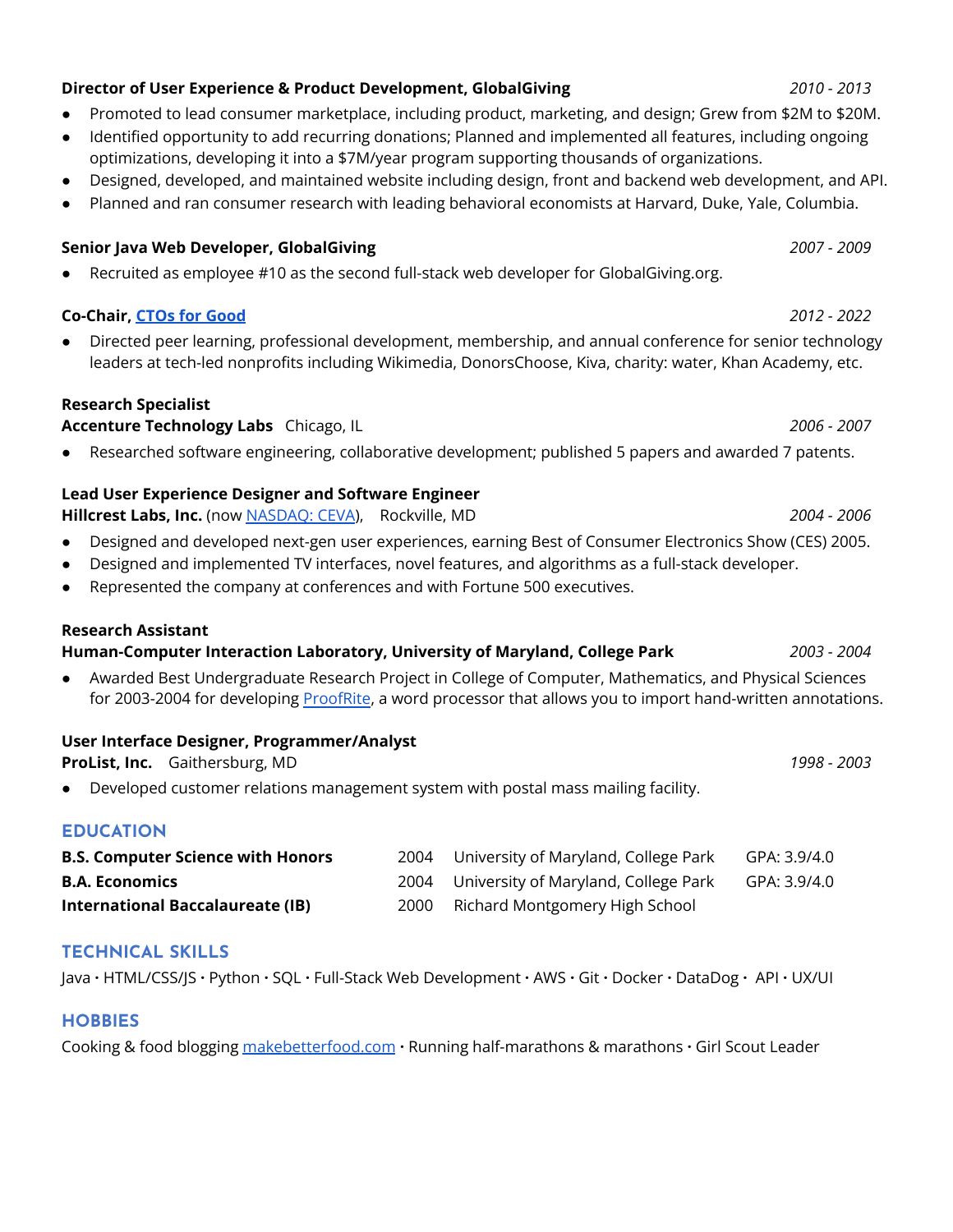**Director of User Experience & Product Development, GlobalGiving** *2010 - 2013*

- Promoted to lead consumer marketplace, including product, marketing, and design; Grew from $2M to $20M.
- Identified opportunity to add recurring donations; Planned and implemented all features, including ongoing optimizations, developing it into a $7M/year program supporting thousands of organizations.
- Designed, developed, and maintained website including design, front and backend web development, and API.
- Planned and ran consumer research with leading behavioral economists at Harvard, Duke, Yale, Columbia.

**Senior Java Web Developer, GlobalGiving** *2007 - 2009*

- Recruited as employee #10 as the second full-stack web developer for GlobalGiving.org.

**Co-Chair, CTOs for Good** *2012 - 2022*

- Directed peer learning, professional development, membership, and annual conference for senior technology leaders at tech-led nonprofits including Wikimedia, DonorsChoose, Kiva, charity: water, Khan Academy, etc.

**Research Specialist**
**Accenture Technology Labs** Chicago, IL *2006 - 2007*

- Researched software engineering, collaborative development; published 5 papers and awarded 7 patents.

**Lead User Experience Designer and Software Engineer**
**Hillcrest Labs, Inc.** (now NASDAQ: CEVA), Rockville, MD *2004 - 2006*

- Designed and developed next-gen user experiences, earning Best of Consumer Electronics Show (CES) 2005.
- Designed and implemented TV interfaces, novel features, and algorithms as a full-stack developer.
- Represented the company at conferences and with Fortune 500 executives.

**Research Assistant**
**Human-Computer Interaction Laboratory, University of Maryland, College Park** *2003 - 2004*

- Awarded Best Undergraduate Research Project in College of Computer, Mathematics, and Physical Sciences for 2003-2004 for developing ProofRite, a word processor that allows you to import hand-written annotations.

**User Interface Designer, Programmer/Analyst**
**ProList, Inc.** Gaithersburg, MD *1998 - 2003*

- Developed customer relations management system with postal mass mailing facility.

## EDUCATION

| | | | |
|---|---|---|---|
| **B.S. Computer Science with Honors** | 2004 | University of Maryland, College Park | GPA: 3.9/4.0 |
| **B.A. Economics** | 2004 | University of Maryland, College Park | GPA: 3.9/4.0 |
| **International Baccalaureate (IB)** | 2000 | Richard Montgomery High School | |

## TECHNICAL SKILLS

Java · HTML/CSS/JS · Python · SQL · Full-Stack Web Development · AWS · Git · Docker · DataDog · API · UX/UI

## HOBBIES

Cooking & food blogging makebetterfood.com · Running half-marathons & marathons · Girl Scout Leader